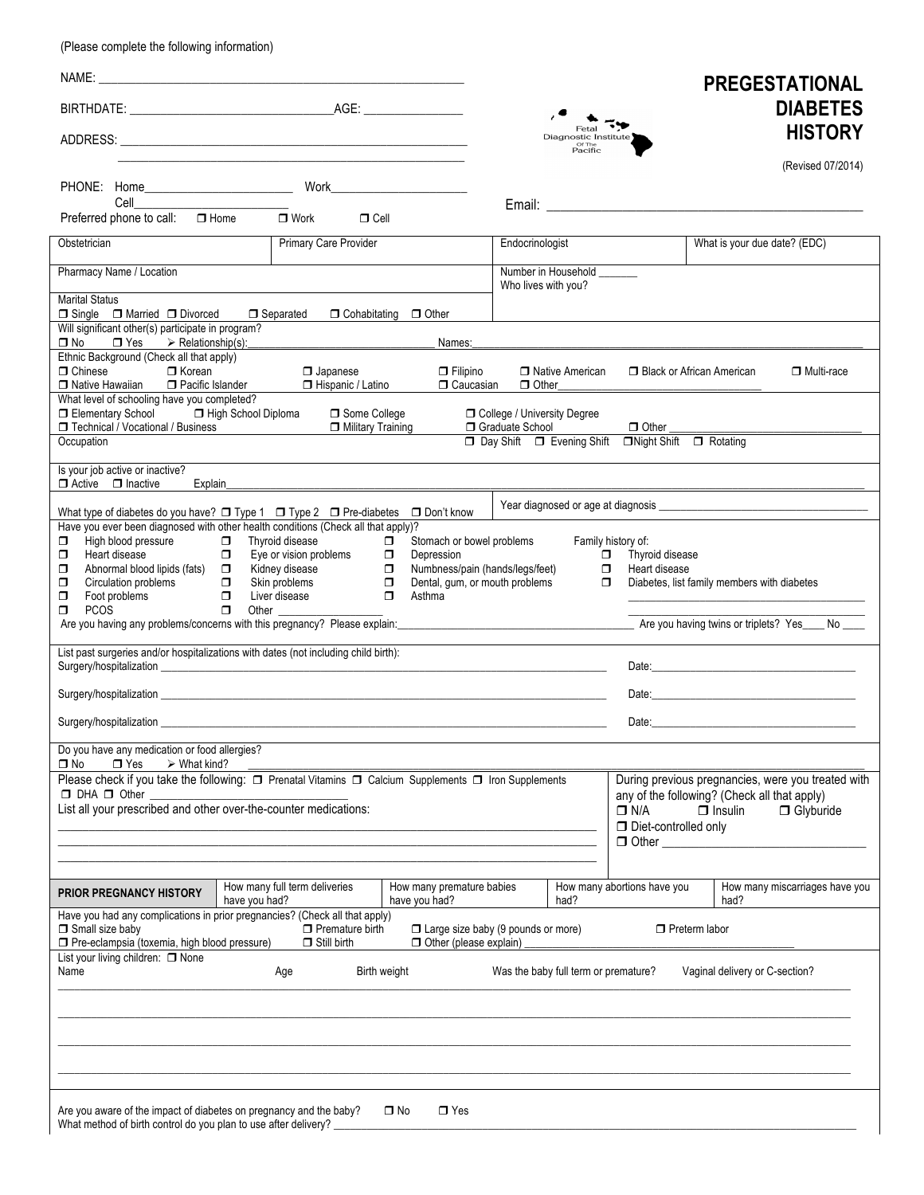(Please complete the following information)

# PREGESTATIONAL DIABETES HISTORY

(Revised 07/2014)

Fetal Diagnostic Institute Of The Pacific

NAME: ____________________________________________

BIRTHDATE: ______________________ AGE: ____________

ADDRESS: ____________________________________________

____________________________________________

PHONE: Home____________________ Work____________________

Cell____________________

Preferred phone to call: ☐ Home ☐ Work ☐ Cell

Email: ____________________________________________

| Obstetrician | Primary Care Provider | Endocrinologist | What is your due date? (EDC) |
|---|---|---|---|

Pharmacy Name / Location

Number in Household _______
Who lives with you?

Marital Status
☐ Single ☐ Married ☐ Divorced ☐ Separated ☐ Cohabitating ☐ Other

Will significant other(s) participate in program?
☐ No ☐ Yes ➢ Relationship(s):____________________ Names:____________________

Ethnic Background (Check all that apply)
☐ Chinese ☐ Korean ☐ Japanese ☐ Filipino ☐ Native American ☐ Black or African American ☐ Multi-race
☐ Native Hawaiian ☐ Pacific Islander ☐ Hispanic / Latino ☐ Caucasian ☐ Other____________________

What level of schooling have you completed?
☐ Elementary School ☐ High School Diploma ☐ Some College ☐ College / University Degree
☐ Technical / Vocational / Business ☐ Military Training ☐ Graduate School ☐ Other ____________________

Occupation ☐ Day Shift ☐ Evening Shift ☐ Night Shift ☐ Rotating

Is your job active or inactive?
☐ Active ☐ Inactive Explain____________________

What type of diabetes do you have? ☐ Type 1 ☐ Type 2 ☐ Pre-diabetes ☐ Don't know

Year diagnosed or age at diagnosis ____________________

Have you ever been diagnosed with other health conditions (Check all that apply)?

| | | |
|---|---|---|
| ☐ High blood pressure | ☐ Thyroid disease | ☐ Stomach or bowel problems |
| ☐ Heart disease | ☐ Eye or vision problems | ☐ Depression |
| ☐ Abnormal blood lipids (fats) | ☐ Kidney disease | ☐ Numbness/pain (hands/legs/feet) |
| ☐ Circulation problems | ☐ Skin problems | ☐ Dental, gum, or mouth problems |
| ☐ Foot problems | ☐ Liver disease | ☐ Asthma |
| ☐ PCOS | ☐ Other ____________ | |

Family history of:
☐ Thyroid disease
☐ Heart disease
☐ Diabetes, list family members with diabetes
____________________
____________________

Are you having any problems/concerns with this pregnancy? Please explain:____________________ Are you having twins or triplets? Yes____ No ____

List past surgeries and/or hospitalizations with dates (not including child birth):

Surgery/hospitalization ____________________ Date:____________________

Surgery/hospitalization ____________________ Date:____________________

Surgery/hospitalization ____________________ Date:____________________

Do you have any medication or food allergies?
☐ No ☐ Yes ➢ What kind? ____________________

Please check if you take the following: ☐ Prenatal Vitamins ☐ Calcium Supplements ☐ Iron Supplements
☐ DHA ☐ Other ____________________
List all your prescribed and other over-the-counter medications:
____________________
____________________
____________________

During previous pregnancies, were you treated with any of the following? (Check all that apply)
☐ N/A ☐ Insulin ☐ Glyburide
☐ Diet-controlled only
☐ Other ____________________

| PRIOR PREGNANCY HISTORY | How many full term deliveries have you had? | How many premature babies have you had? | How many abortions have you had? | How many miscarriages have you had? |
|---|---|---|---|---|

Have you had any complications in prior pregnancies? (Check all that apply)
☐ Small size baby ☐ Premature birth ☐ Large size baby (9 pounds or more) ☐ Preterm labor
☐ Pre-eclampsia (toxemia, high blood pressure) ☐ Still birth ☐ Other (please explain) ____________________

List your living children: ☐ None

| Name | Age | Birth weight | Was the baby full term or premature? | Vaginal delivery or C-section? |
|---|---|---|---|---|
| | | | | |
| | | | | |
| | | | | |
| | | | | |
| | | | | |

Are you aware of the impact of diabetes on pregnancy and the baby? ☐ No ☐ Yes

What method of birth control do you plan to use after delivery? ____________________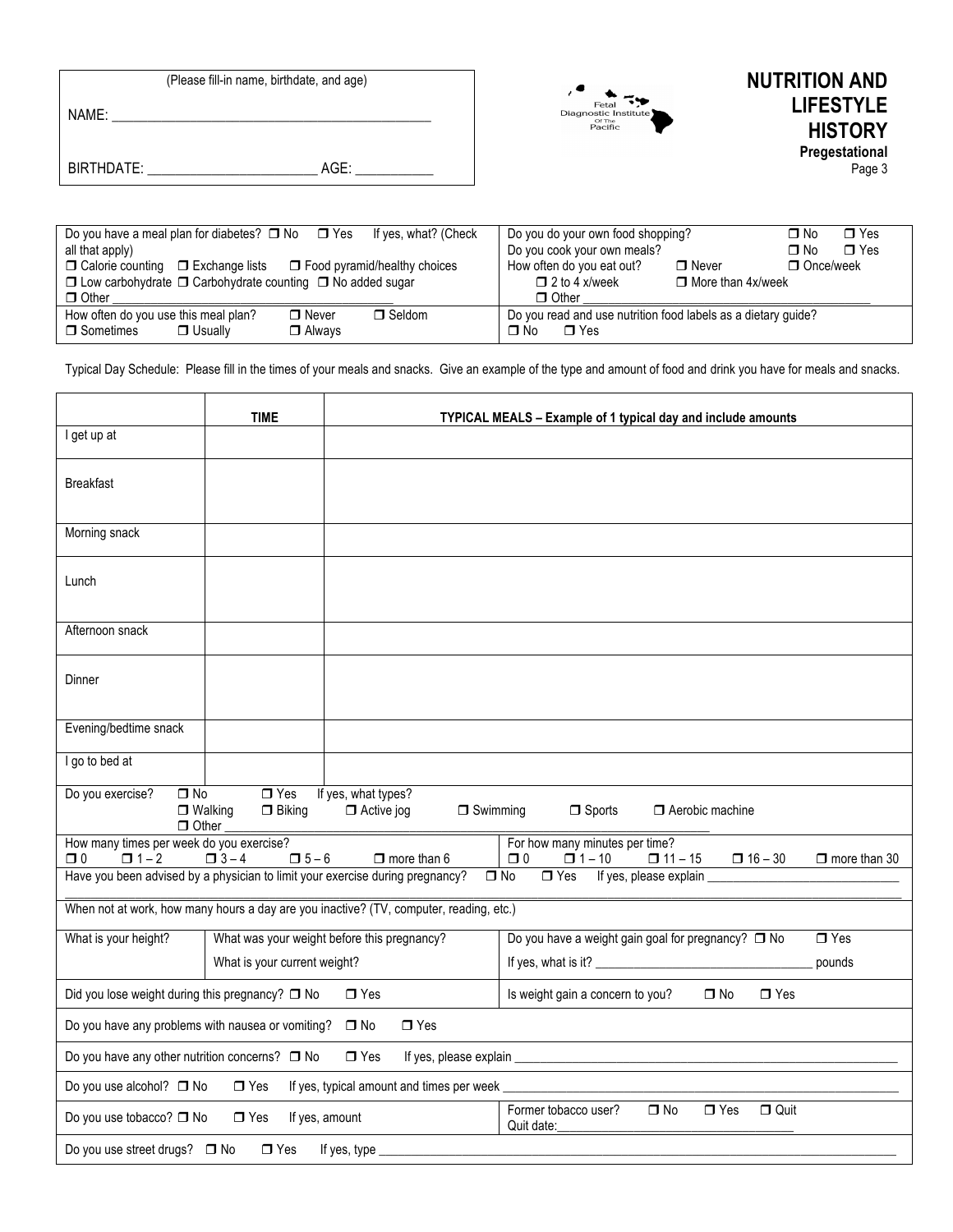(Please fill-in name, birthdate, and age)

NAME: ___________________________________________

BIRTHDATE: ______________________ AGE: __________

Fetal Diagnostic Institute Of The Pacific

# NUTRITION AND LIFESTYLE HISTORY

**Pregestational**

| | |
|---|---|
| Do you have a meal plan for diabetes? ☐ No ☐ Yes If yes, what? (Check all that apply)<br>☐ Calorie counting ☐ Exchange lists ☐ Food pyramid/healthy choices<br>☐ Low carbohydrate ☐ Carbohydrate counting ☐ No added sugar<br>☐ Other ______________________________ | Do you do your own food shopping? ☐ No ☐ Yes<br>Do you cook your own meals? ☐ No ☐ Yes<br>How often do you eat out? ☐ Never ☐ Once/week<br>☐ 2 to 4 x/week ☐ More than 4x/week<br>☐ Other ______________________________ |
| How often do you use this meal plan? ☐ Never ☐ Seldom<br>☐ Sometimes ☐ Usually ☐ Always | Do you read and use nutrition food labels as a dietary guide?<br>☐ No ☐ Yes |

Typical Day Schedule: Please fill in the times of your meals and snacks. Give an example of the type and amount of food and drink you have for meals and snacks.

| | TIME | TYPICAL MEALS – Example of 1 typical day and include amounts |
|---|---|---|
| I get up at | | |
| Breakfast | | |
| Morning snack | | |
| Lunch | | |
| Afternoon snack | | |
| Dinner | | |
| Evening/bedtime snack | | |
| I go to bed at | | |

Do you exercise? ☐ No ☐ Yes If yes, what types?
☐ Walking ☐ Biking ☐ Active jog ☐ Swimming ☐ Sports ☐ Aerobic machine
☐ Other ______________________________

How many times per week do you exercise?
☐ 0 ☐ 1 – 2 ☐ 3 – 4 ☐ 5 – 6 ☐ more than 6

For how many minutes per time?
☐ 0 ☐ 1 – 10 ☐ 11 – 15 ☐ 16 – 30 ☐ more than 30

Have you been advised by a physician to limit your exercise during pregnancy? ☐ No ☐ Yes If yes, please explain ______________________________

When not at work, how many hours a day are you inactive? (TV, computer, reading, etc.)

| | | |
|---|---|---|
| What is your height? | What was your weight before this pregnancy?<br>What is your current weight? | Do you have a weight gain goal for pregnancy? ☐ No ☐ Yes<br>If yes, what is it? ______________________ pounds |

Did you lose weight during this pregnancy? ☐ No ☐ Yes

Is weight gain a concern to you? ☐ No ☐ Yes

Do you have any problems with nausea or vomiting? ☐ No ☐ Yes

Do you have any other nutrition concerns? ☐ No ☐ Yes If yes, please explain ______________________________

Do you use alcohol? ☐ No ☐ Yes If yes, typical amount and times per week ______________________________

Do you use tobacco? ☐ No ☐ Yes If yes, amount

Former tobacco user? ☐ No ☐ Yes ☐ Quit
Quit date: ______________________________

Do you use street drugs? ☐ No ☐ Yes If yes, type ______________________________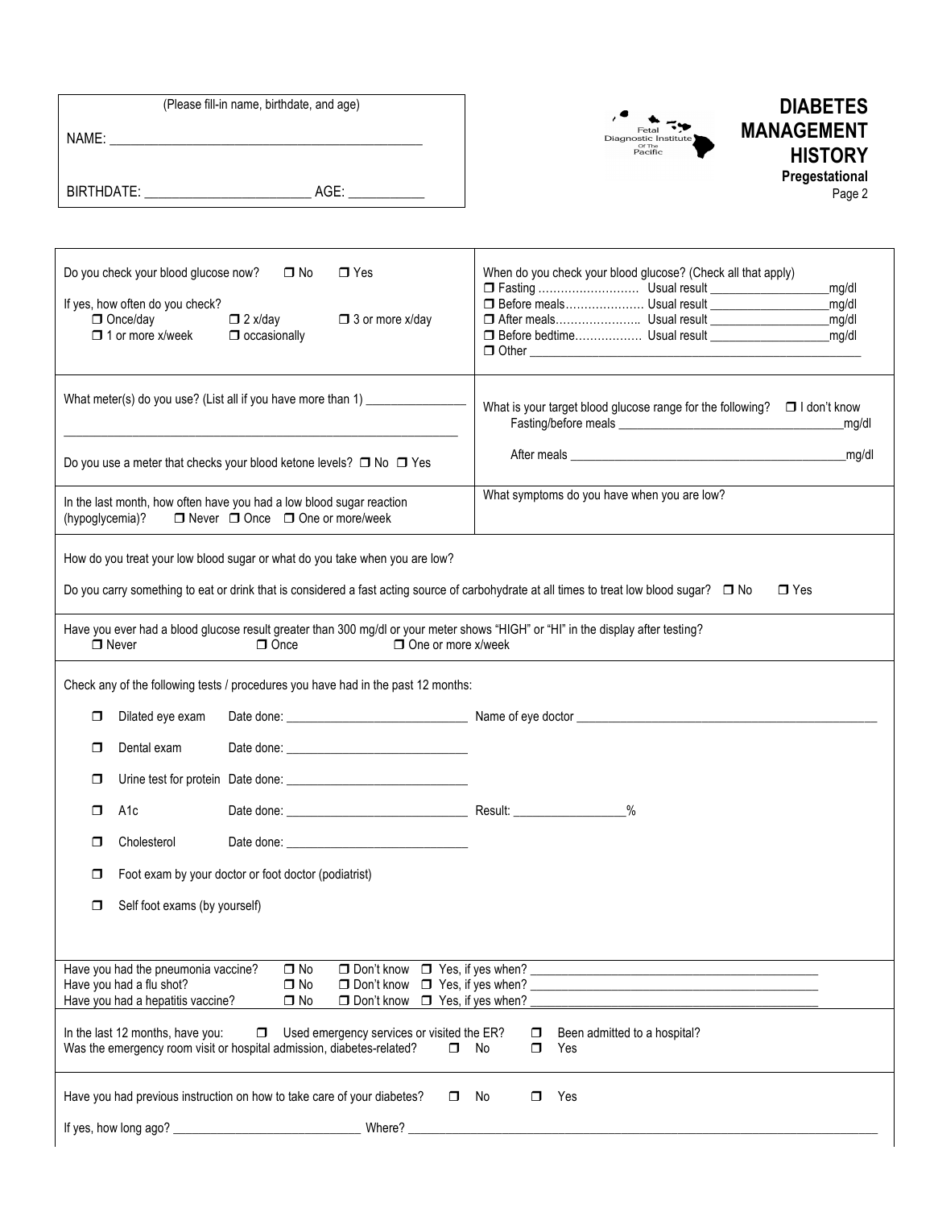(Please fill-in name, birthdate, and age)

NAME: _______________________________________________

BIRTHDATE: _______________________ AGE: ___________

Fetal Diagnostic Institute Of The Pacific

# DIABETES MANAGEMENT HISTORY

**Pregestational**

Page 2

Do you check your blood glucose now? ☐ No ☐ Yes

If yes, how often do you check?
☐ Once/day ☐ 2 x/day ☐ 3 or more x/day
☐ 1 or more x/week ☐ occasionally

When do you check your blood glucose? (Check all that apply)
☐ Fasting ……………………… Usual result __________________mg/dl
☐ Before meals………………… Usual result __________________mg/dl
☐ After meals………………….. Usual result __________________mg/dl
☐ Before bedtime……………… Usual result __________________mg/dl
☐ Other ____________________________________________________

What meter(s) do you use? (List all if you have more than 1) _______________

_____________________________________________________________

Do you use a meter that checks your blood ketone levels? ☐ No ☐ Yes

What is your target blood glucose range for the following? ☐ I don't know
Fasting/before meals ___________________________________mg/dl

After meals ___________________________________________mg/dl

In the last month, how often have you had a low blood sugar reaction (hypoglycemia)? ☐ Never ☐ Once ☐ One or more/week

What symptoms do you have when you are low?

How do you treat your low blood sugar or what do you take when you are low?

Do you carry something to eat or drink that is considered a fast acting source of carbohydrate at all times to treat low blood sugar? ☐ No ☐ Yes

Have you ever had a blood glucose result greater than 300 mg/dl or your meter shows "HIGH" or "HI" in the display after testing?
☐ Never ☐ Once ☐ One or more x/week

Check any of the following tests / procedures you have had in the past 12 months:

- ☐ Dilated eye exam Date done: ___________________________ Name of eye doctor _____________________________________________
- ☐ Dental exam Date done: ___________________________
- ☐ Urine test for protein Date done: ___________________________
- ☐ A1c Date done: ___________________________ Result: ________________%
- ☐ Cholesterol Date done: ___________________________
- ☐ Foot exam by your doctor or foot doctor (podiatrist)
- ☐ Self foot exams (by yourself)

Have you had the pneumonia vaccine? ☐ No ☐ Don't know ☐ Yes, if yes when? _____________________________________________
Have you had a flu shot? ☐ No ☐ Don't know ☐ Yes, if yes when? _____________________________________________
Have you had a hepatitis vaccine? ☐ No ☐ Don't know ☐ Yes, if yes when? _____________________________________________

In the last 12 months, have you: ☐ Used emergency services or visited the ER? ☐ Been admitted to a hospital?
Was the emergency room visit or hospital admission, diabetes-related? ☐ No ☐ Yes

Have you had previous instruction on how to take care of your diabetes? ☐ No ☐ Yes

If yes, how long ago? ____________________________ Where? ___________________________________________________________________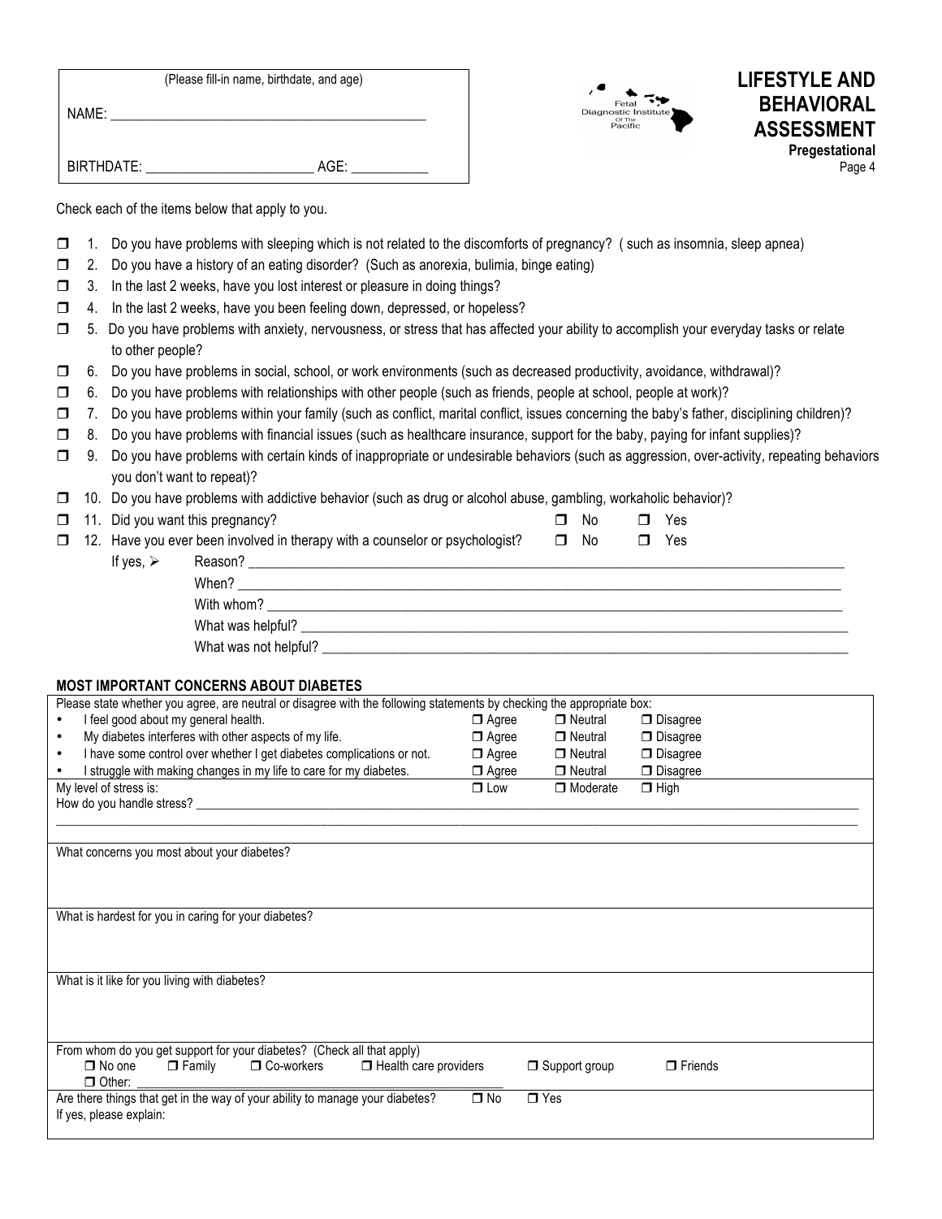(Please fill-in name, birthdate, and age)

NAME: ____________________________________________

BIRTHDATE: _______________________ AGE: ___________

Fetal Diagnostic Institute Of The Pacific

# LIFESTYLE AND BEHAVIORAL ASSESSMENT

**Pregestational**

Check each of the items below that apply to you.

- ☐ 1. Do you have problems with sleeping which is not related to the discomforts of pregnancy? ( such as insomnia, sleep apnea)
- ☐ 2. Do you have a history of an eating disorder? (Such as anorexia, bulimia, binge eating)
- ☐ 3. In the last 2 weeks, have you lost interest or pleasure in doing things?
- ☐ 4. In the last 2 weeks, have you been feeling down, depressed, or hopeless?
- ☐ 5. Do you have problems with anxiety, nervousness, or stress that has affected your ability to accomplish your everyday tasks or relate to other people?
- ☐ 6. Do you have problems in social, school, or work environments (such as decreased productivity, avoidance, withdrawal)?
- ☐ 6. Do you have problems with relationships with other people (such as friends, people at school, people at work)?
- ☐ 7. Do you have problems within your family (such as conflict, marital conflict, issues concerning the baby's father, disciplining children)?
- ☐ 8. Do you have problems with financial issues (such as healthcare insurance, support for the baby, paying for infant supplies)?
- ☐ 9. Do you have problems with certain kinds of inappropriate or undesirable behaviors (such as aggression, over-activity, repeating behaviors you don't want to repeat)?
- ☐ 10. Do you have problems with addictive behavior (such as drug or alcohol abuse, gambling, workaholic behavior)?
- ☐ 11. Did you want this pregnancy? ☐ No ☐ Yes
- ☐ 12. Have you ever been involved in therapy with a counselor or psychologist? ☐ No ☐ Yes

If yes, ➢ Reason? ____________________________________________

When? ____________________________________________

With whom? ____________________________________________

What was helpful? ____________________________________________

What was not helpful? ____________________________________________

**MOST IMPORTANT CONCERNS ABOUT DIABETES**

Please state whether you agree, are neutral or disagree with the following statements by checking the appropriate box:

| Statement | | | |
|---|---|---|---|
| • I feel good about my general health. | ☐ Agree | ☐ Neutral | ☐ Disagree |
| • My diabetes interferes with other aspects of my life. | ☐ Agree | ☐ Neutral | ☐ Disagree |
| • I have some control over whether I get diabetes complications or not. | ☐ Agree | ☐ Neutral | ☐ Disagree |
| • I struggle with making changes in my life to care for my diabetes. | ☐ Agree | ☐ Neutral | ☐ Disagree |
| My level of stress is: | ☐ Low | ☐ Moderate | ☐ High |

How do you handle stress? ____________________________________________

What concerns you most about your diabetes?

What is hardest for you in caring for your diabetes?

What is it like for you living with diabetes?

From whom do you get support for your diabetes? (Check all that apply)

☐ No one ☐ Family ☐ Co-workers ☐ Health care providers ☐ Support group ☐ Friends

☐ Other: ____________________________________________

Are there things that get in the way of your ability to manage your diabetes? ☐ No ☐ Yes

If yes, please explain: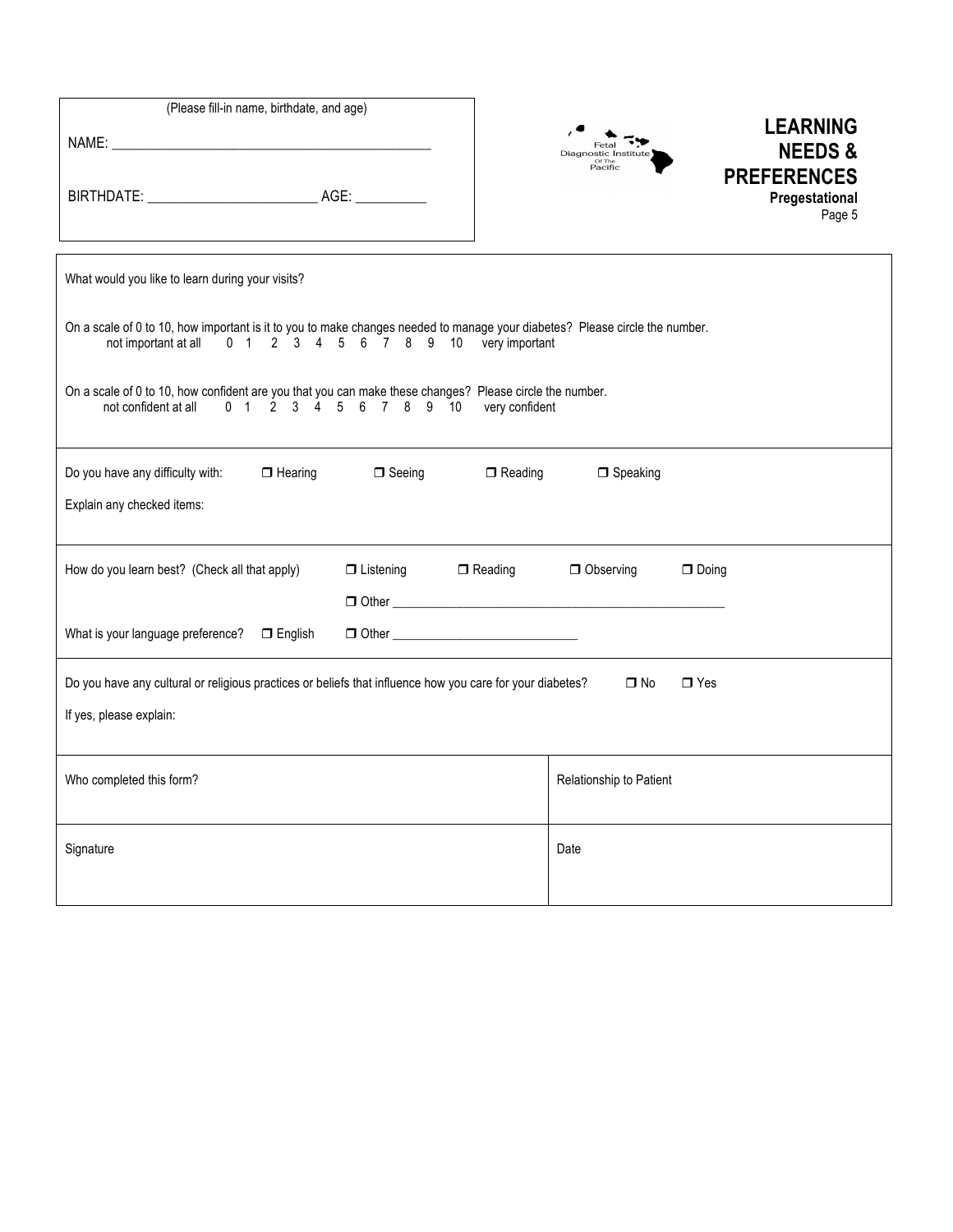(Please fill-in name, birthdate, and age)

NAME: ___________________________________________

BIRTHDATE: ______________________ AGE: __________

Fetal Diagnostic Institute Of The Pacific

# LEARNING NEEDS & PREFERENCES

**Pregestational**

Page 5

What would you like to learn during your visits?

On a scale of 0 to 10, how important is it to you to make changes needed to manage your diabetes? Please circle the number.

not important at all 0 1 2 3 4 5 6 7 8 9 10 very important

On a scale of 0 to 10, how confident are you that you can make these changes? Please circle the number.

not confident at all 0 1 2 3 4 5 6 7 8 9 10 very confident

Do you have any difficulty with: ❒ Hearing ❒ Seeing ❒ Reading ❒ Speaking

Explain any checked items:

How do you learn best? (Check all that apply) ❒ Listening ❒ Reading ❒ Observing ❒ Doing

❒ Other ___________________________________________________

What is your language preference? ❒ English ❒ Other ___________________________

Do you have any cultural or religious practices or beliefs that influence how you care for your diabetes? ❒ No ❒ Yes

If yes, please explain:

| | |
|---|---|
| Who completed this form? | Relationship to Patient |
| Signature | Date |